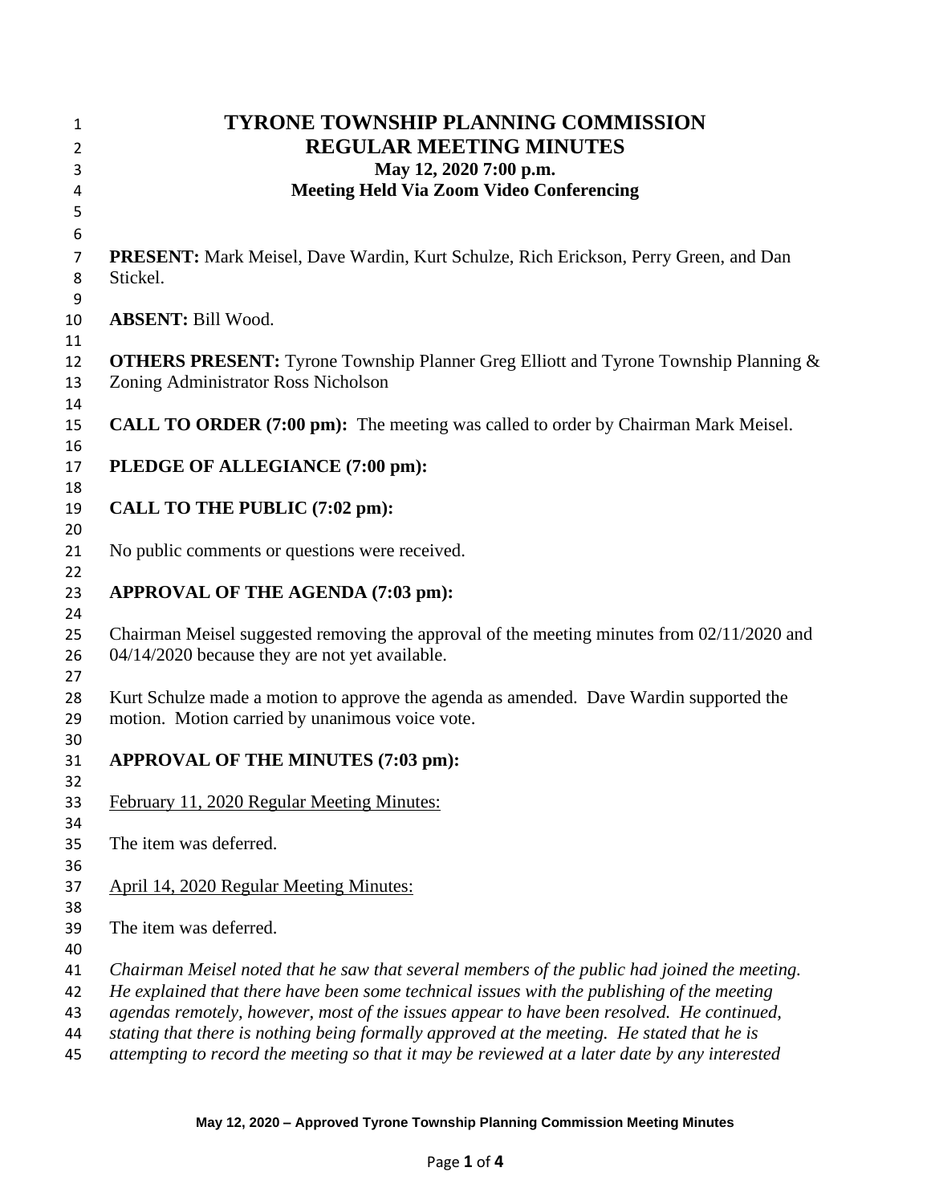# TYRONE TOWNSHIP PLANNING COMMISSION
## REGULAR MEETING MINUTES
### May 12, 2020 7:00 p.m.
### Meeting Held Via Zoom Video Conferencing

**PRESENT:** Mark Meisel, Dave Wardin, Kurt Schulze, Rich Erickson, Perry Green, and Dan Stickel.

**ABSENT:** Bill Wood.

**OTHERS PRESENT:** Tyrone Township Planner Greg Elliott and Tyrone Township Planning & Zoning Administrator Ross Nicholson

**CALL TO ORDER (7:00 pm):** The meeting was called to order by Chairman Mark Meisel.

**PLEDGE OF ALLEGIANCE (7:00 pm):**

**CALL TO THE PUBLIC (7:02 pm):**

No public comments or questions were received.

**APPROVAL OF THE AGENDA (7:03 pm):**

Chairman Meisel suggested removing the approval of the meeting minutes from 02/11/2020 and 04/14/2020 because they are not yet available.

Kurt Schulze made a motion to approve the agenda as amended. Dave Wardin supported the motion. Motion carried by unanimous voice vote.

**APPROVAL OF THE MINUTES (7:03 pm):**

<u>February 11, 2020 Regular Meeting Minutes:</u>

The item was deferred.

<u>April 14, 2020 Regular Meeting Minutes:</u>

The item was deferred.

*Chairman Meisel noted that he saw that several members of the public had joined the meeting. He explained that there have been some technical issues with the publishing of the meeting agendas remotely, however, most of the issues appear to have been resolved. He continued, stating that there is nothing being formally approved at the meeting. He stated that he is attempting to record the meeting so that it may be reviewed at a later date by any interested*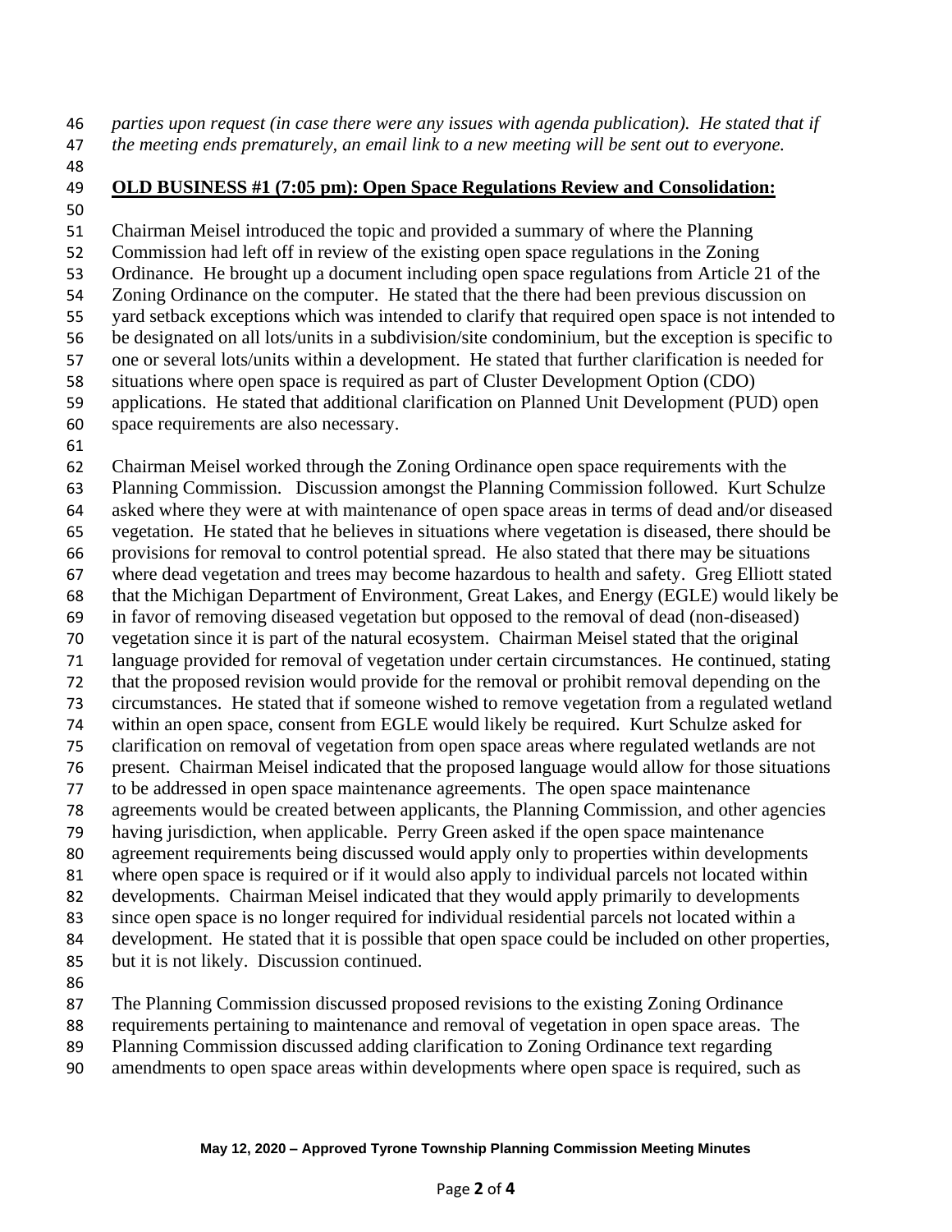*parties upon request (in case there were any issues with agenda publication). He stated that if the meeting ends prematurely, an email link to a new meeting will be sent out to everyone.*

**OLD BUSINESS #1 (7:05 pm): Open Space Regulations Review and Consolidation:**

Chairman Meisel introduced the topic and provided a summary of where the Planning Commission had left off in review of the existing open space regulations in the Zoning Ordinance. He brought up a document including open space regulations from Article 21 of the Zoning Ordinance on the computer. He stated that the there had been previous discussion on yard setback exceptions which was intended to clarify that required open space is not intended to be designated on all lots/units in a subdivision/site condominium, but the exception is specific to one or several lots/units within a development. He stated that further clarification is needed for situations where open space is required as part of Cluster Development Option (CDO) applications. He stated that additional clarification on Planned Unit Development (PUD) open space requirements are also necessary.

Chairman Meisel worked through the Zoning Ordinance open space requirements with the Planning Commission. Discussion amongst the Planning Commission followed. Kurt Schulze asked where they were at with maintenance of open space areas in terms of dead and/or diseased vegetation. He stated that he believes in situations where vegetation is diseased, there should be provisions for removal to control potential spread. He also stated that there may be situations where dead vegetation and trees may become hazardous to health and safety. Greg Elliott stated that the Michigan Department of Environment, Great Lakes, and Energy (EGLE) would likely be in favor of removing diseased vegetation but opposed to the removal of dead (non-diseased) vegetation since it is part of the natural ecosystem. Chairman Meisel stated that the original language provided for removal of vegetation under certain circumstances. He continued, stating that the proposed revision would provide for the removal or prohibit removal depending on the circumstances. He stated that if someone wished to remove vegetation from a regulated wetland within an open space, consent from EGLE would likely be required. Kurt Schulze asked for clarification on removal of vegetation from open space areas where regulated wetlands are not present. Chairman Meisel indicated that the proposed language would allow for those situations to be addressed in open space maintenance agreements. The open space maintenance agreements would be created between applicants, the Planning Commission, and other agencies having jurisdiction, when applicable. Perry Green asked if the open space maintenance agreement requirements being discussed would apply only to properties within developments where open space is required or if it would also apply to individual parcels not located within developments. Chairman Meisel indicated that they would apply primarily to developments since open space is no longer required for individual residential parcels not located within a development. He stated that it is possible that open space could be included on other properties, but it is not likely. Discussion continued.

The Planning Commission discussed proposed revisions to the existing Zoning Ordinance requirements pertaining to maintenance and removal of vegetation in open space areas. The Planning Commission discussed adding clarification to Zoning Ordinance text regarding amendments to open space areas within developments where open space is required, such as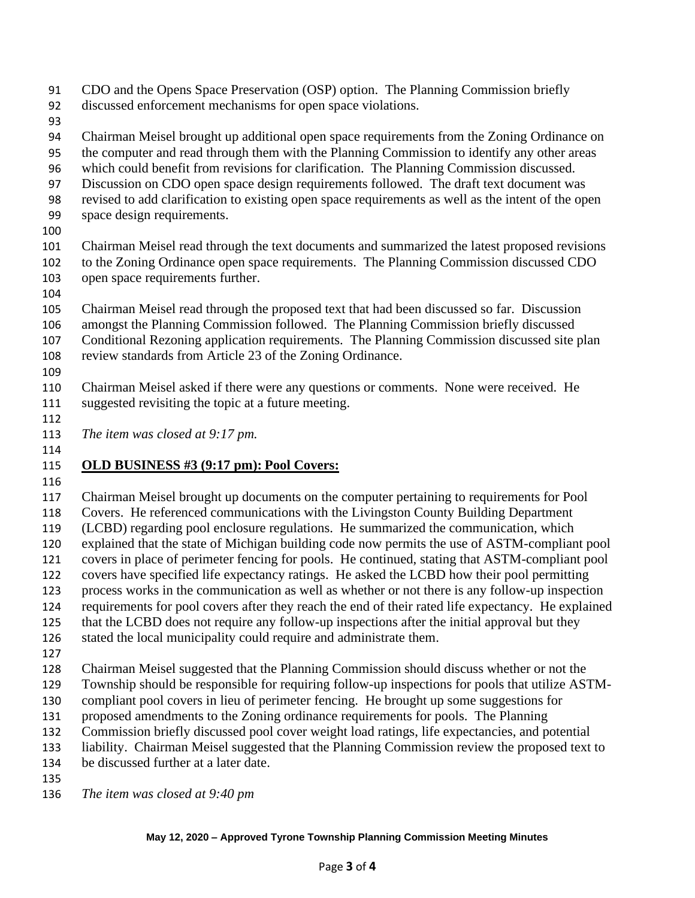CDO and the Opens Space Preservation (OSP) option. The Planning Commission briefly discussed enforcement mechanisms for open space violations.

Chairman Meisel brought up additional open space requirements from the Zoning Ordinance on the computer and read through them with the Planning Commission to identify any other areas which could benefit from revisions for clarification. The Planning Commission discussed. Discussion on CDO open space design requirements followed. The draft text document was revised to add clarification to existing open space requirements as well as the intent of the open space design requirements.

Chairman Meisel read through the text documents and summarized the latest proposed revisions to the Zoning Ordinance open space requirements. The Planning Commission discussed CDO open space requirements further.

Chairman Meisel read through the proposed text that had been discussed so far. Discussion amongst the Planning Commission followed. The Planning Commission briefly discussed Conditional Rezoning application requirements. The Planning Commission discussed site plan review standards from Article 23 of the Zoning Ordinance.

Chairman Meisel asked if there were any questions or comments. None were received. He suggested revisiting the topic at a future meeting.

*The item was closed at 9:17 pm.*

**OLD BUSINESS #3 (9:17 pm): Pool Covers:**

Chairman Meisel brought up documents on the computer pertaining to requirements for Pool Covers. He referenced communications with the Livingston County Building Department (LCBD) regarding pool enclosure regulations. He summarized the communication, which explained that the state of Michigan building code now permits the use of ASTM-compliant pool covers in place of perimeter fencing for pools. He continued, stating that ASTM-compliant pool covers have specified life expectancy ratings. He asked the LCBD how their pool permitting process works in the communication as well as whether or not there is any follow-up inspection requirements for pool covers after they reach the end of their rated life expectancy. He explained that the LCBD does not require any follow-up inspections after the initial approval but they stated the local municipality could require and administrate them.

Chairman Meisel suggested that the Planning Commission should discuss whether or not the Township should be responsible for requiring follow-up inspections for pools that utilize ASTM-compliant pool covers in lieu of perimeter fencing. He brought up some suggestions for proposed amendments to the Zoning ordinance requirements for pools. The Planning Commission briefly discussed pool cover weight load ratings, life expectancies, and potential liability. Chairman Meisel suggested that the Planning Commission review the proposed text to be discussed further at a later date.

*The item was closed at 9:40 pm*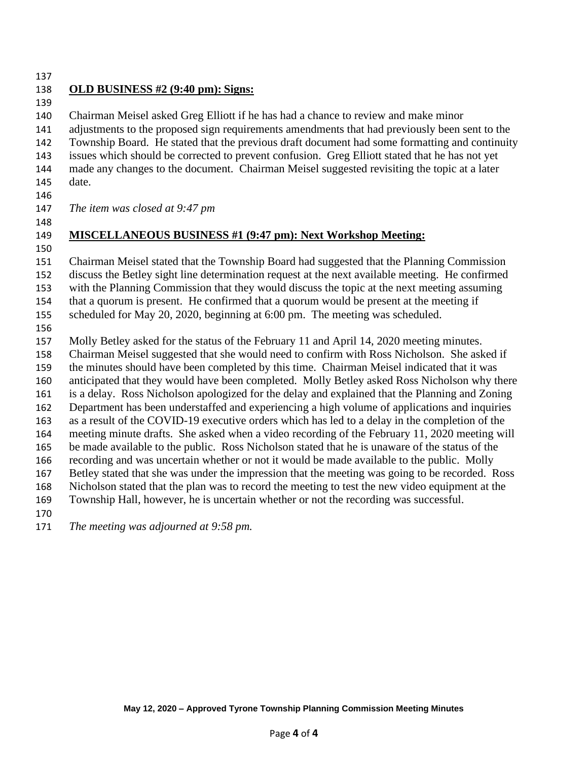**OLD BUSINESS #2 (9:40 pm): Signs:**

Chairman Meisel asked Greg Elliott if he has had a chance to review and make minor adjustments to the proposed sign requirements amendments that had previously been sent to the Township Board. He stated that the previous draft document had some formatting and continuity issues which should be corrected to prevent confusion. Greg Elliott stated that he has not yet made any changes to the document. Chairman Meisel suggested revisiting the topic at a later date.

*The item was closed at 9:47 pm*

**MISCELLANEOUS BUSINESS #1 (9:47 pm): Next Workshop Meeting:**

Chairman Meisel stated that the Township Board had suggested that the Planning Commission discuss the Betley sight line determination request at the next available meeting. He confirmed with the Planning Commission that they would discuss the topic at the next meeting assuming that a quorum is present. He confirmed that a quorum would be present at the meeting if scheduled for May 20, 2020, beginning at 6:00 pm. The meeting was scheduled.

Molly Betley asked for the status of the February 11 and April 14, 2020 meeting minutes. Chairman Meisel suggested that she would need to confirm with Ross Nicholson. She asked if the minutes should have been completed by this time. Chairman Meisel indicated that it was anticipated that they would have been completed. Molly Betley asked Ross Nicholson why there is a delay. Ross Nicholson apologized for the delay and explained that the Planning and Zoning Department has been understaffed and experiencing a high volume of applications and inquiries as a result of the COVID-19 executive orders which has led to a delay in the completion of the meeting minute drafts. She asked when a video recording of the February 11, 2020 meeting will be made available to the public. Ross Nicholson stated that he is unaware of the status of the recording and was uncertain whether or not it would be made available to the public. Molly Betley stated that she was under the impression that the meeting was going to be recorded. Ross Nicholson stated that the plan was to record the meeting to test the new video equipment at the Township Hall, however, he is uncertain whether or not the recording was successful.

*The meeting was adjourned at 9:58 pm.*